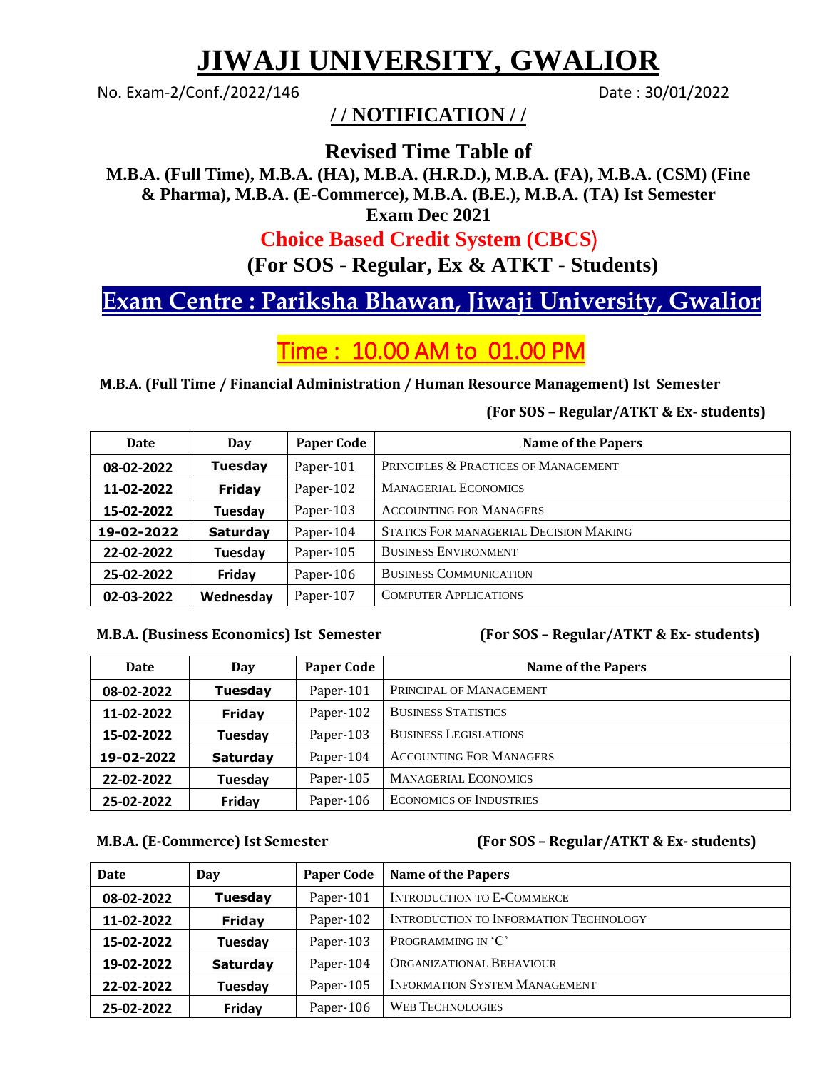# JIWAJI UNIVERSITY, GWALIOR

No. Exam-2/Conf./2022/146 Date : 30/01/2022

## / / NOTIFICATION / /

**Revised Time Table of**

**M.B.A. (Full Time), M.B.A. (HA), M.B.A. (H.R.D.), M.B.A. (FA), M.B.A. (CSM) (Fine & Pharma), M.B.A. (E-Commerce), M.B.A. (B.E.), M.B.A. (TA) Ist Semester Exam Dec 2021**

**Choice Based Credit System (CBCS)**

**(For SOS - Regular, Ex & ATKT - Students)**

**Exam Centre : Pariksha Bhawan, Jiwaji University, Gwalior**

**Time : 10.00 AM to 01.00 PM**

**M.B.A. (Full Time / Financial Administration / Human Resource Management) Ist Semester**

**(For SOS – Regular/ATKT & Ex- students)**

| Date | Day | Paper Code | Name of the Papers |
|---|---|---|---|
| 08-02-2022 | Tuesday | Paper-101 | PRINCIPLES & PRACTICES OF MANAGEMENT |
| 11-02-2022 | Friday | Paper-102 | MANAGERIAL ECONOMICS |
| 15-02-2022 | Tuesday | Paper-103 | ACCOUNTING FOR MANAGERS |
| 19-02-2022 | Saturday | Paper-104 | STATICS FOR MANAGERIAL DECISION MAKING |
| 22-02-2022 | Tuesday | Paper-105 | BUSINESS ENVIRONMENT |
| 25-02-2022 | Friday | Paper-106 | BUSINESS COMMUNICATION |
| 02-03-2022 | Wednesday | Paper-107 | COMPUTER APPLICATIONS |

**M.B.A. (Business Economics) Ist Semester** **(For SOS – Regular/ATKT & Ex- students)**

| Date | Day | Paper Code | Name of the Papers |
|---|---|---|---|
| 08-02-2022 | Tuesday | Paper-101 | PRINCIPAL OF MANAGEMENT |
| 11-02-2022 | Friday | Paper-102 | BUSINESS STATISTICS |
| 15-02-2022 | Tuesday | Paper-103 | BUSINESS LEGISLATIONS |
| 19-02-2022 | Saturday | Paper-104 | ACCOUNTING FOR MANAGERS |
| 22-02-2022 | Tuesday | Paper-105 | MANAGERIAL ECONOMICS |
| 25-02-2022 | Friday | Paper-106 | ECONOMICS OF INDUSTRIES |

**M.B.A. (E-Commerce) Ist Semester** **(For SOS – Regular/ATKT & Ex- students)**

| Date | Day | Paper Code | Name of the Papers |
|---|---|---|---|
| 08-02-2022 | Tuesday | Paper-101 | INTRODUCTION TO E-COMMERCE |
| 11-02-2022 | Friday | Paper-102 | INTRODUCTION TO INFORMATION TECHNOLOGY |
| 15-02-2022 | Tuesday | Paper-103 | PROGRAMMING IN 'C' |
| 19-02-2022 | Saturday | Paper-104 | ORGANIZATIONAL BEHAVIOUR |
| 22-02-2022 | Tuesday | Paper-105 | INFORMATION SYSTEM MANAGEMENT |
| 25-02-2022 | Friday | Paper-106 | WEB TECHNOLOGIES |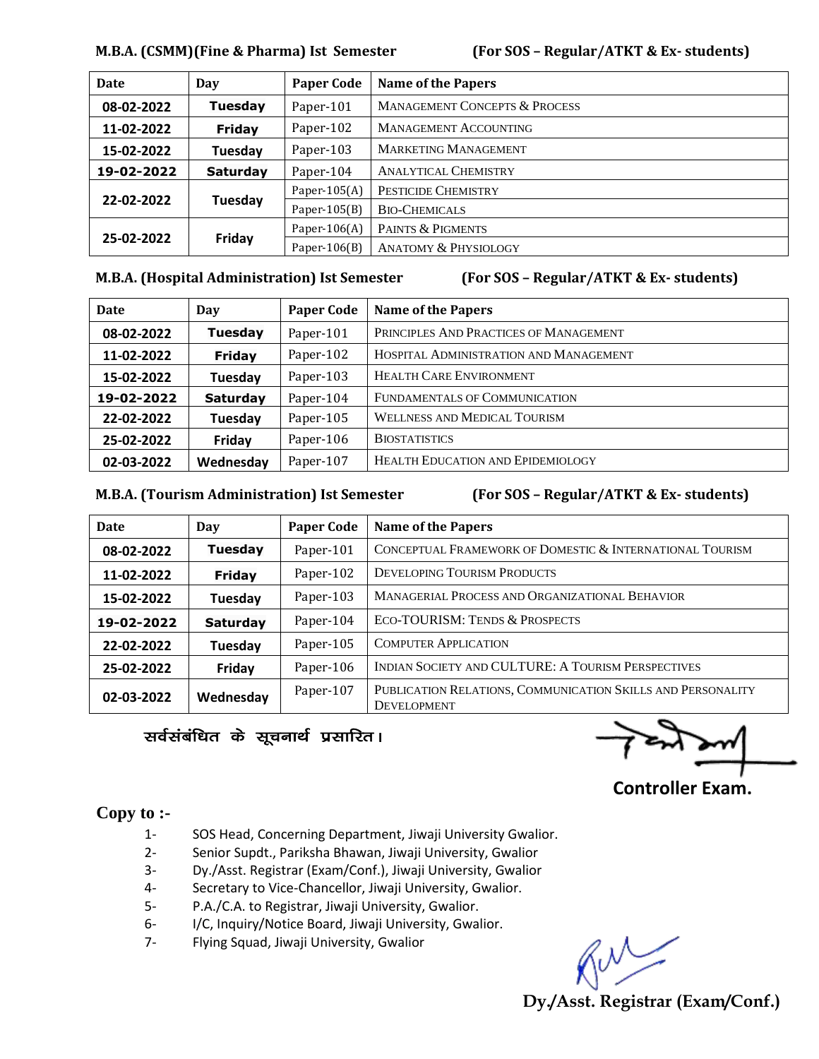**M.B.A. (CSMM)(Fine & Pharma) Ist Semester** **(For SOS – Regular/ATKT & Ex- students)**

| Date | Day | Paper Code | Name of the Papers |
|---|---|---|---|
| 08-02-2022 | Tuesday | Paper-101 | MANAGEMENT CONCEPTS & PROCESS |
| 11-02-2022 | Friday | Paper-102 | MANAGEMENT ACCOUNTING |
| 15-02-2022 | Tuesday | Paper-103 | MARKETING MANAGEMENT |
| 19-02-2022 | Saturday | Paper-104 | ANALYTICAL CHEMISTRY |
| 22-02-2022 | Tuesday | Paper-105(A) | PESTICIDE CHEMISTRY |
| | | Paper-105(B) | BIO-CHEMICALS |
| 25-02-2022 | Friday | Paper-106(A) | PAINTS & PIGMENTS |
| | | Paper-106(B) | ANATOMY & PHYSIOLOGY |

**M.B.A. (Hospital Administration) Ist Semester** **(For SOS – Regular/ATKT & Ex- students)**

| Date | Day | Paper Code | Name of the Papers |
|---|---|---|---|
| 08-02-2022 | Tuesday | Paper-101 | PRINCIPLES AND PRACTICES OF MANAGEMENT |
| 11-02-2022 | Friday | Paper-102 | HOSPITAL ADMINISTRATION AND MANAGEMENT |
| 15-02-2022 | Tuesday | Paper-103 | HEALTH CARE ENVIRONMENT |
| 19-02-2022 | Saturday | Paper-104 | FUNDAMENTALS OF COMMUNICATION |
| 22-02-2022 | Tuesday | Paper-105 | WELLNESS AND MEDICAL TOURISM |
| 25-02-2022 | Friday | Paper-106 | BIOSTATISTICS |
| 02-03-2022 | Wednesday | Paper-107 | HEALTH EDUCATION AND EPIDEMIOLOGY |

**M.B.A. (Tourism Administration) Ist Semester** **(For SOS – Regular/ATKT & Ex- students)**

| Date | Day | Paper Code | Name of the Papers |
|---|---|---|---|
| 08-02-2022 | Tuesday | Paper-101 | CONCEPTUAL FRAMEWORK OF DOMESTIC & INTERNATIONAL TOURISM |
| 11-02-2022 | Friday | Paper-102 | DEVELOPING TOURISM PRODUCTS |
| 15-02-2022 | Tuesday | Paper-103 | MANAGERIAL PROCESS AND ORGANIZATIONAL BEHAVIOR |
| 19-02-2022 | Saturday | Paper-104 | ECO-TOURISM: TENDS & PROSPECTS |
| 22-02-2022 | Tuesday | Paper-105 | COMPUTER APPLICATION |
| 25-02-2022 | Friday | Paper-106 | INDIAN SOCIETY AND CULTURE: A TOURISM PERSPECTIVES |
| 02-03-2022 | Wednesday | Paper-107 | PUBLICATION RELATIONS, COMMUNICATION SKILLS AND PERSONALITY DEVELOPMENT |

**सर्वसंबंधित के सूचनार्थ प्रसारित।**

**Controller Exam.**

**Copy to :-**

1- SOS Head, Concerning Department, Jiwaji University Gwalior.
2- Senior Supdt., Pariksha Bhawan, Jiwaji University, Gwalior
3- Dy./Asst. Registrar (Exam/Conf.), Jiwaji University, Gwalior
4- Secretary to Vice-Chancellor, Jiwaji University, Gwalior.
5- P.A./C.A. to Registrar, Jiwaji University, Gwalior.
6- I/C, Inquiry/Notice Board, Jiwaji University, Gwalior.
7- Flying Squad, Jiwaji University, Gwalior

**Dy./Asst. Registrar (Exam/Conf.)**